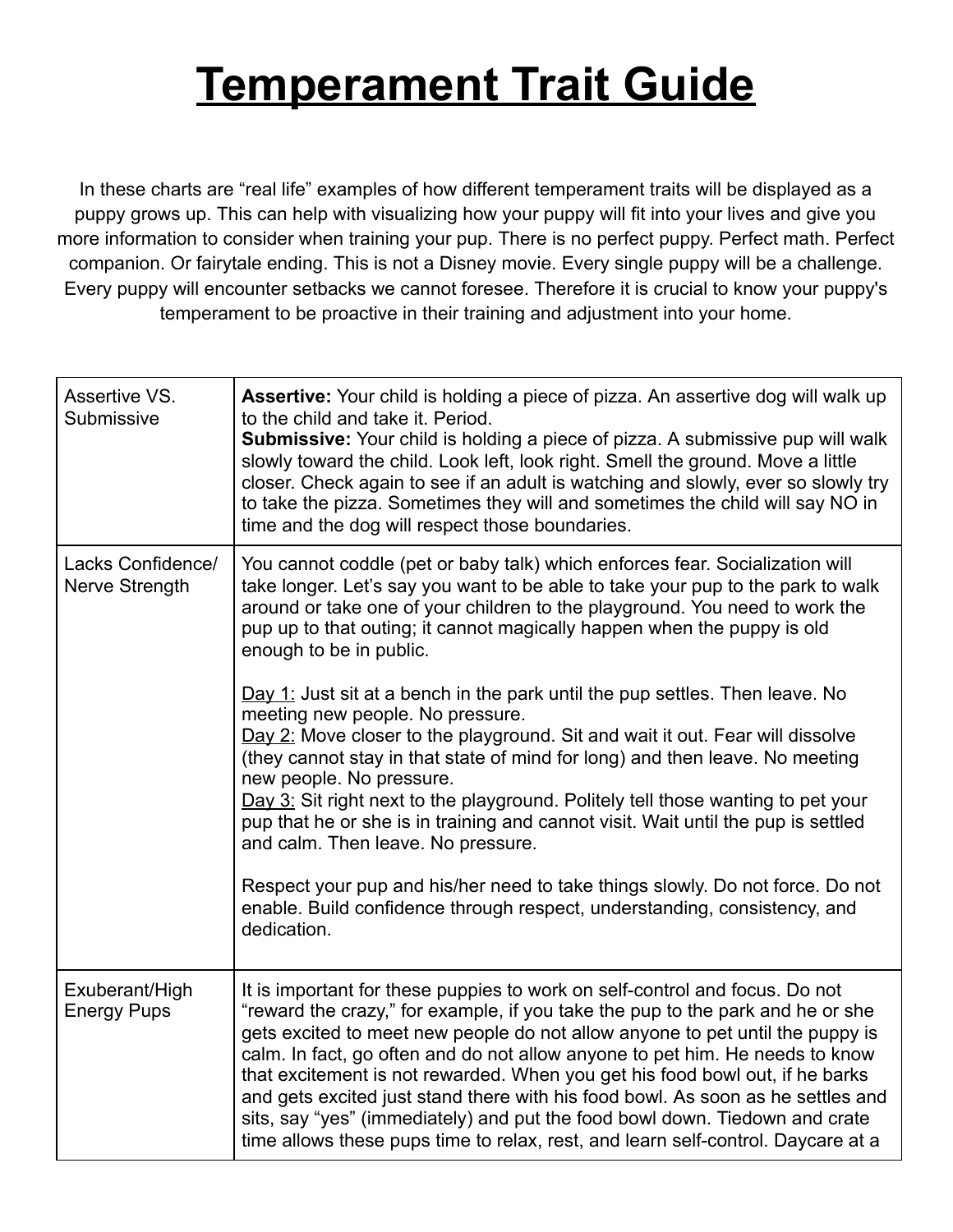# **Temperament Trait Guide**

In these charts are "real life" examples of how different temperament traits will be displayed as a puppy grows up. This can help with visualizing how your puppy will fit into your lives and give you more information to consider when training your pup. There is no perfect puppy. Perfect math. Perfect companion. Or fairytale ending. This is not a Disney movie. Every single puppy will be a challenge. Every puppy will encounter setbacks we cannot foresee. Therefore it is crucial to know your puppy's temperament to be proactive in their training and adjustment into your home.

| | |
|---|---|
| Assertive VS. Submissive | **Assertive:** Your child is holding a piece of pizza. An assertive dog will walk up to the child and take it. Period.<br>**Submissive:** Your child is holding a piece of pizza. A submissive pup will walk slowly toward the child. Look left, look right. Smell the ground. Move a little closer. Check again to see if an adult is watching and slowly, ever so slowly try to take the pizza. Sometimes they will and sometimes the child will say NO in time and the dog will respect those boundaries. |
| Lacks Confidence/ Nerve Strength | You cannot coddle (pet or baby talk) which enforces fear. Socialization will take longer. Let's say you want to be able to take your pup to the park to walk around or take one of your children to the playground. You need to work the pup up to that outing; it cannot magically happen when the puppy is old enough to be in public.<br><br><u>Day 1:</u> Just sit at a bench in the park until the pup settles. Then leave. No meeting new people. No pressure.<br><u>Day 2:</u> Move closer to the playground. Sit and wait it out. Fear will dissolve (they cannot stay in that state of mind for long) and then leave. No meeting new people. No pressure.<br><u>Day 3:</u> Sit right next to the playground. Politely tell those wanting to pet your pup that he or she is in training and cannot visit. Wait until the pup is settled and calm. Then leave. No pressure.<br><br>Respect your pup and his/her need to take things slowly. Do not force. Do not enable. Build confidence through respect, understanding, consistency, and dedication. |
| Exuberant/High Energy Pups | It is important for these puppies to work on self-control and focus. Do not "reward the crazy," for example, if you take the pup to the park and he or she gets excited to meet new people do not allow anyone to pet until the puppy is calm. In fact, go often and do not allow anyone to pet him. He needs to know that excitement is not rewarded. When you get his food bowl out, if he barks and gets excited just stand there with his food bowl. As soon as he settles and sits, say "yes" (immediately) and put the food bowl down. Tiedown and crate time allows these pups time to relax, rest, and learn self-control. Daycare at a |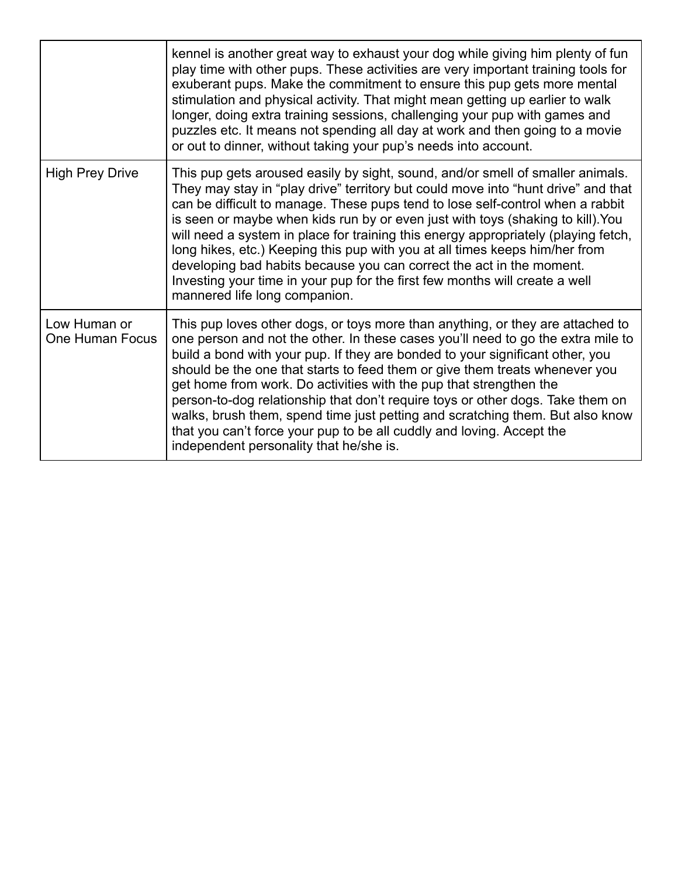| | |
|---|---|
| | kennel is another great way to exhaust your dog while giving him plenty of fun play time with other pups. These activities are very important training tools for exuberant pups. Make the commitment to ensure this pup gets more mental stimulation and physical activity. That might mean getting up earlier to walk longer, doing extra training sessions, challenging your pup with games and puzzles etc. It means not spending all day at work and then going to a movie or out to dinner, without taking your pup's needs into account. |
| High Prey Drive | This pup gets aroused easily by sight, sound, and/or smell of smaller animals. They may stay in "play drive" territory but could move into "hunt drive" and that can be difficult to manage. These pups tend to lose self-control when a rabbit is seen or maybe when kids run by or even just with toys (shaking to kill).You will need a system in place for training this energy appropriately (playing fetch, long hikes, etc.) Keeping this pup with you at all times keeps him/her from developing bad habits because you can correct the act in the moment. Investing your time in your pup for the first few months will create a well mannered life long companion. |
| Low Human or One Human Focus | This pup loves other dogs, or toys more than anything, or they are attached to one person and not the other. In these cases you'll need to go the extra mile to build a bond with your pup. If they are bonded to your significant other, you should be the one that starts to feed them or give them treats whenever you get home from work. Do activities with the pup that strengthen the person-to-dog relationship that don't require toys or other dogs. Take them on walks, brush them, spend time just petting and scratching them. But also know that you can't force your pup to be all cuddly and loving. Accept the independent personality that he/she is. |